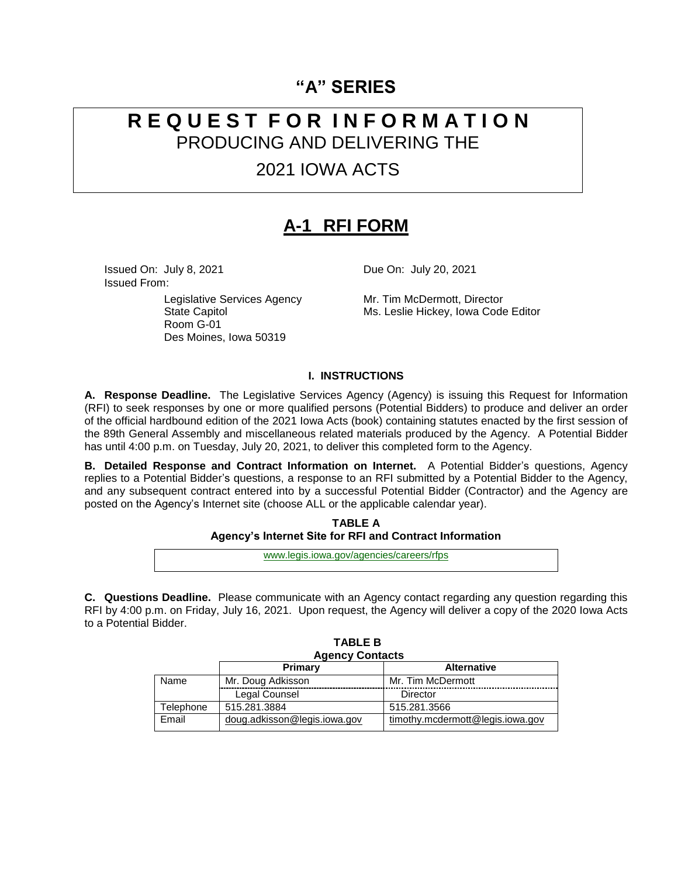# "A" SERIES

# R E Q U E S T F O R I N F O R M A T I O N

PRODUCING AND DELIVERING THE

2021 IOWA ACTS

## A-1 RFI FORM

Issued On: July 8, 2021

Due On: July 20, 2021

Issued From:

Legislative Services Agency
State Capitol
Room G-01
Des Moines, Iowa 50319

Mr. Tim McDermott, Director
Ms. Leslie Hickey, Iowa Code Editor

### I. INSTRUCTIONS

**A. Response Deadline.** The Legislative Services Agency (Agency) is issuing this Request for Information (RFI) to seek responses by one or more qualified persons (Potential Bidders) to produce and deliver an order of the official hardbound edition of the 2021 Iowa Acts (book) containing statutes enacted by the first session of the 89th General Assembly and miscellaneous related materials produced by the Agency. A Potential Bidder has until 4:00 p.m. on Tuesday, July 20, 2021, to deliver this completed form to the Agency.

**B. Detailed Response and Contract Information on Internet.** A Potential Bidder's questions, Agency replies to a Potential Bidder's questions, a response to an RFI submitted by a Potential Bidder to the Agency, and any subsequent contract entered into by a successful Potential Bidder (Contractor) and the Agency are posted on the Agency's Internet site (choose ALL or the applicable calendar year).

**TABLE A**
**Agency's Internet Site for RFI and Contract Information**

| www.legis.iowa.gov/agencies/careers/rfps |
|---|

**C. Questions Deadline.** Please communicate with an Agency contact regarding any question regarding this RFI by 4:00 p.m. on Friday, July 16, 2021. Upon request, the Agency will deliver a copy of the 2020 Iowa Acts to a Potential Bidder.

**TABLE B**
**Agency Contacts**

| | Primary | Alternative |
|---|---|---|
| Name | Mr. Doug Adkisson | Mr. Tim McDermott |
| | Legal Counsel | Director |
| Telephone | 515.281.3884 | 515.281.3566 |
| Email | doug.adkisson@legis.iowa.gov | timothy.mcdermott@legis.iowa.gov |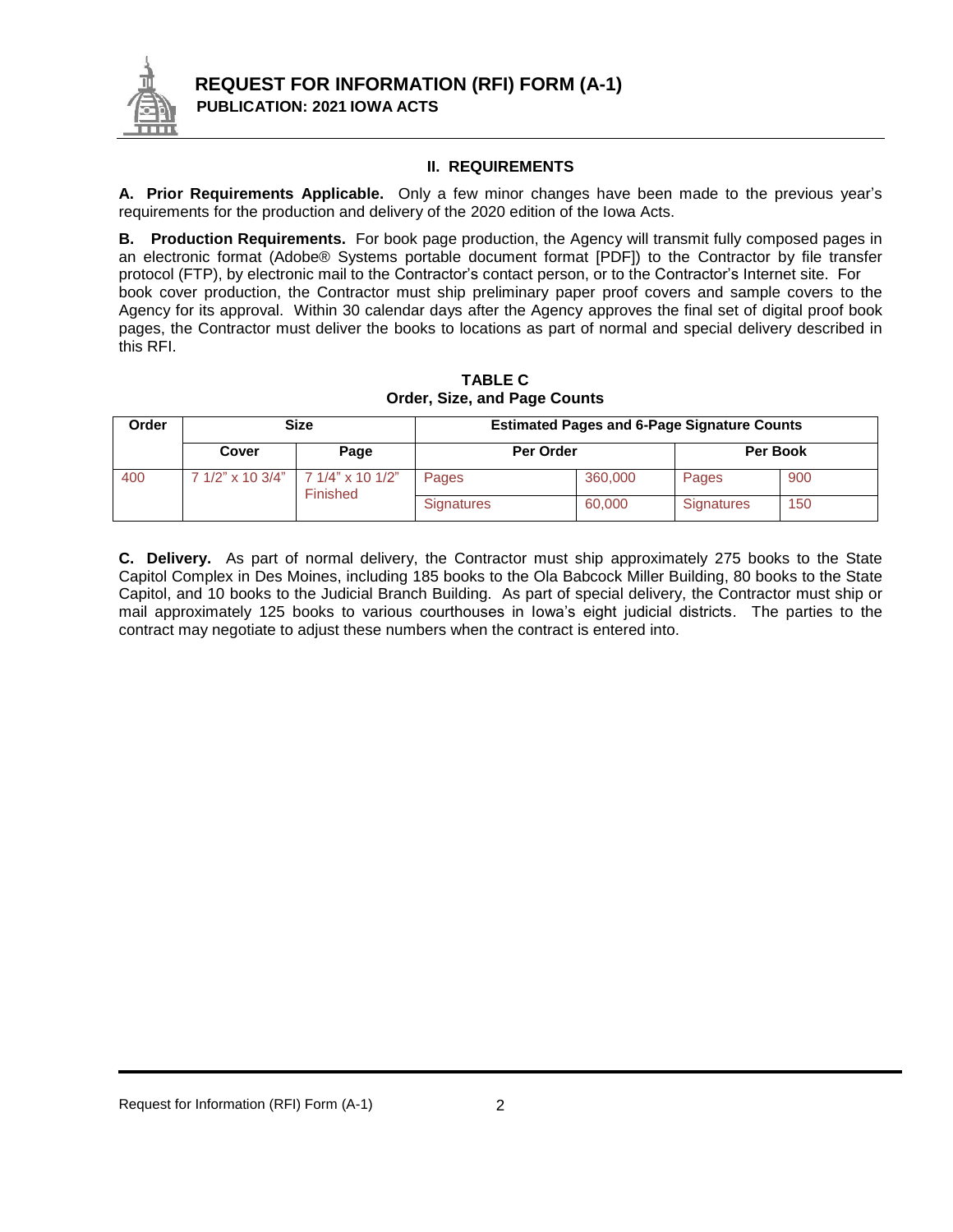## II. REQUIREMENTS

**A. Prior Requirements Applicable.** Only a few minor changes have been made to the previous year's requirements for the production and delivery of the 2020 edition of the Iowa Acts.

**B. Production Requirements.** For book page production, the Agency will transmit fully composed pages in an electronic format (Adobe® Systems portable document format [PDF]) to the Contractor by file transfer protocol (FTP), by electronic mail to the Contractor's contact person, or to the Contractor's Internet site. For book cover production, the Contractor must ship preliminary paper proof covers and sample covers to the Agency for its approval. Within 30 calendar days after the Agency approves the final set of digital proof book pages, the Contractor must deliver the books to locations as part of normal and special delivery described in this RFI.

**TABLE C**
**Order, Size, and Page Counts**

| Order | Size | | Estimated Pages and 6-Page Signature Counts | | | |
|---|---|---|---|---|---|---|
| | Cover | Page | Per Order | | Per Book | |
| 400 | 7 1/2" x 10 3/4" | 7 1/4" x 10 1/2" Finished | Pages | 360,000 | Pages | 900 |
| | | | Signatures | 60,000 | Signatures | 150 |

**C. Delivery.** As part of normal delivery, the Contractor must ship approximately 275 books to the State Capitol Complex in Des Moines, including 185 books to the Ola Babcock Miller Building, 80 books to the State Capitol, and 10 books to the Judicial Branch Building. As part of special delivery, the Contractor must ship or mail approximately 125 books to various courthouses in Iowa's eight judicial districts. The parties to the contract may negotiate to adjust these numbers when the contract is entered into.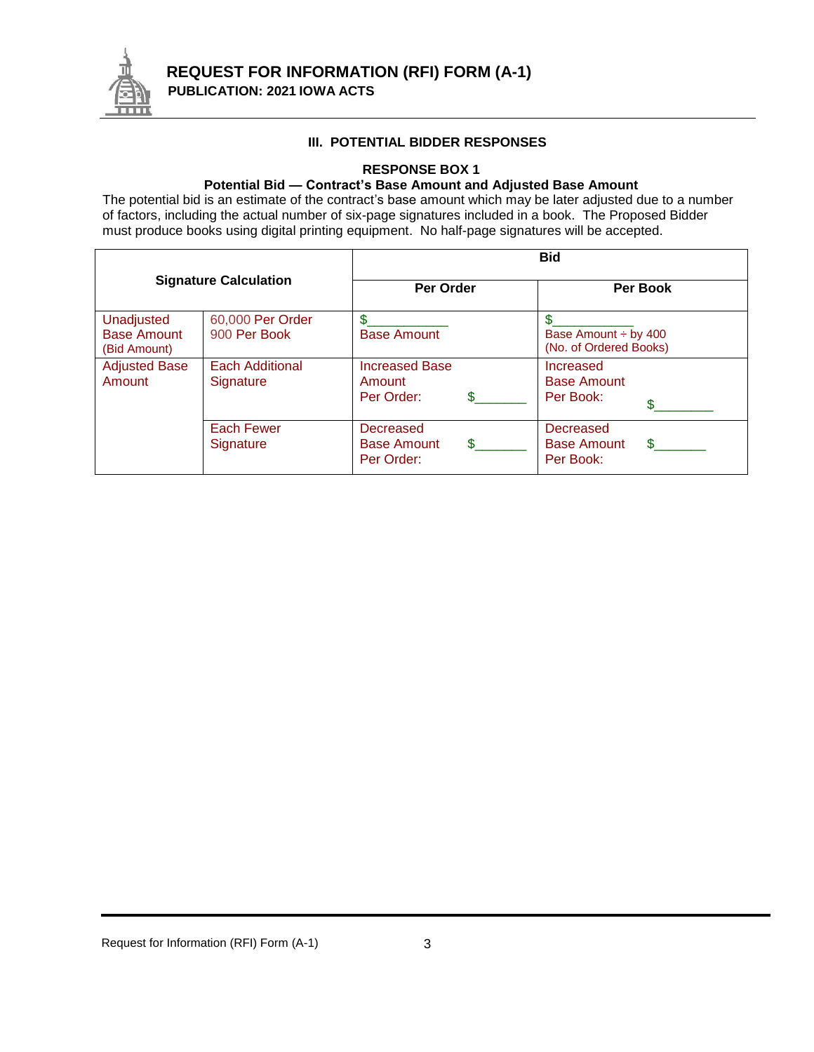## III. POTENTIAL BIDDER RESPONSES

### RESPONSE BOX 1

**Potential Bid — Contract's Base Amount and Adjusted Base Amount**

The potential bid is an estimate of the contract's base amount which may be later adjusted due to a number of factors, including the actual number of six-page signatures included in a book. The Proposed Bidder must produce books using digital printing equipment. No half-page signatures will be accepted.

| Signature Calculation | | Bid | |
|---|---|---|---|
| | | Per Order | Per Book |
| Unadjusted Base Amount (Bid Amount) | 60,000 Per Order 900 Per Book | $___________ Base Amount | $___________ Base Amount ÷ by 400 (No. of Ordered Books) |
| Adjusted Base Amount | Each Additional Signature | Increased Base Amount Per Order: $_______ | Increased Base Amount Per Book: $________ |
| | Each Fewer Signature | Decreased Base Amount Per Order: $_______ | Decreased Base Amount Per Book: $_______ |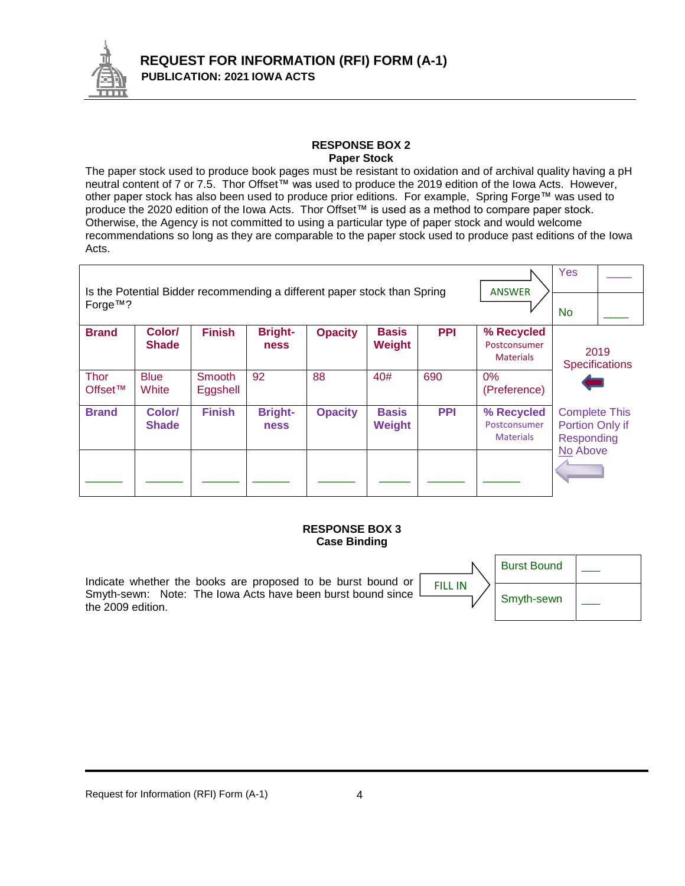## RESPONSE BOX 2
### Paper Stock

The paper stock used to produce book pages must be resistant to oxidation and of archival quality having a pH neutral content of 7 or 7.5. Thor Offset™ was used to produce the 2019 edition of the Iowa Acts. However, other paper stock has also been used to produce prior editions. For example, Spring Forge™ was used to produce the 2020 edition of the Iowa Acts. Thor Offset™ is used as a method to compare paper stock. Otherwise, the Agency is not committed to using a particular type of paper stock and would welcome recommendations so long as they are comparable to the paper stock used to produce past editions of the Iowa Acts.

| Is the Potential Bidder recommending a different paper stock than Spring Forge™? | ANSWER | Yes | ____ |
|---|---|---|---|
| | | No | ____ |

| Brand | Color/ Shade | Finish | Bright-ness | Opacity | Basis Weight | PPI | % Recycled Postconsumer Materials | |
|---|---|---|---|---|---|---|---|---|
| Thor Offset™ | Blue White | Smooth Eggshell | 92 | 88 | 40# | 690 | 0% (Preference) | 2019 Specifications |
| **Brand** | **Color/ Shade** | **Finish** | **Bright-ness** | **Opacity** | **Basis Weight** | **PPI** | **% Recycled** Postconsumer Materials | Complete This Portion Only if Responding No Above |
| ______ | ______ | ______ | ______ | ______ | ______ | ______ | ______ | |

## RESPONSE BOX 3
### Case Binding

| Indicate whether the books are proposed to be burst bound or Smyth-sewn: Note: The Iowa Acts have been burst bound since the 2009 edition. | FILL IN | Burst Bound | ___ |
|---|---|---|---|
| | | Smyth-sewn | ___ |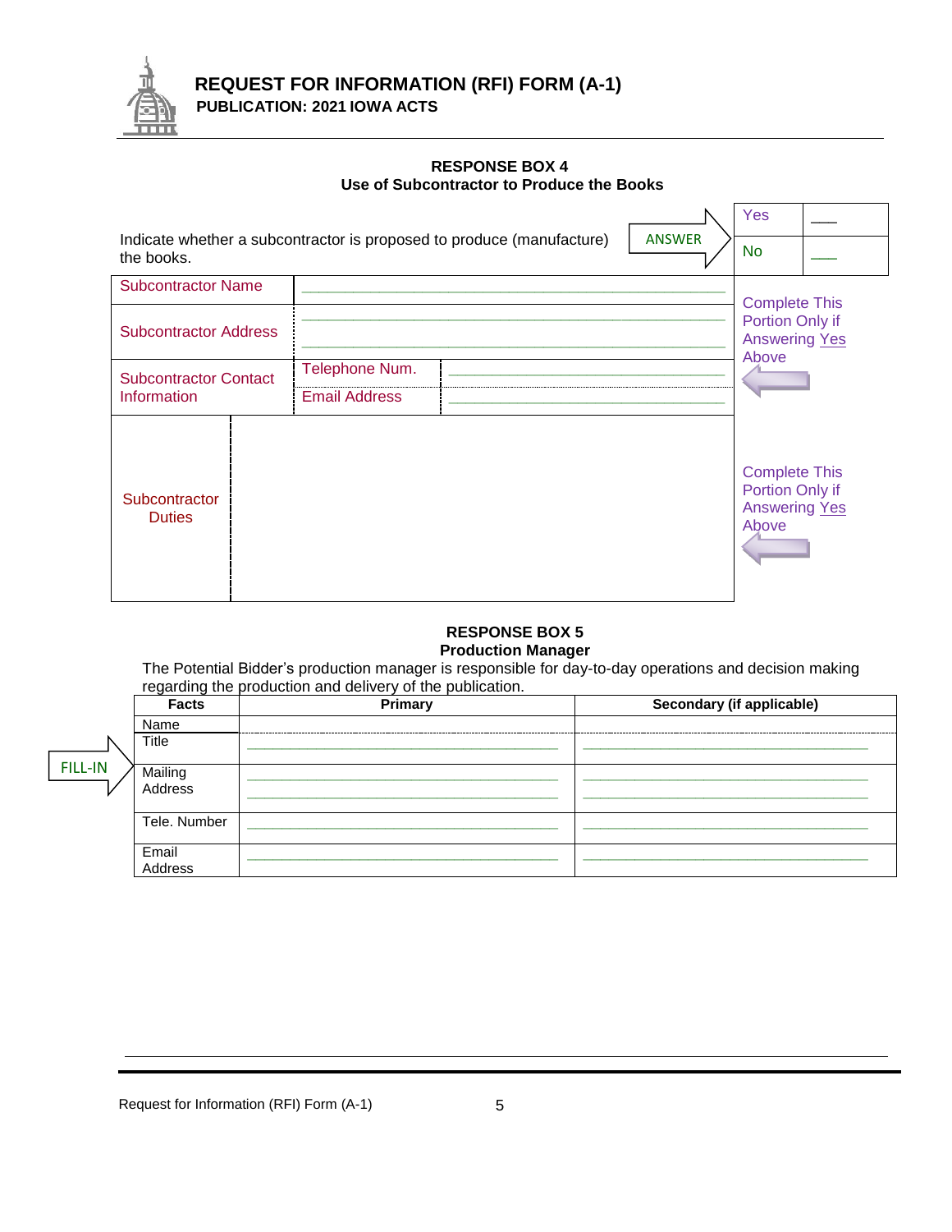# REQUEST FOR INFORMATION (RFI) FORM (A-1)

**PUBLICATION: 2021 IOWA ACTS**

### RESPONSE BOX 4
### Use of Subcontractor to Produce the Books

| Indicate whether a subcontractor is proposed to produce (manufacture) the books. | ANSWER | Yes | ___ |
|---|---|---|---|
| | | No | ___ |

| | | | |
|---|---|---|---|
| Subcontractor Name | ___________________________________ | | Complete This Portion Only if Answering Yes Above |
| Subcontractor Address | ___________________________________ ___________________________________ | | |
| Subcontractor Contact Information | Telephone Num. | ___________________________ | |
| | Email Address | ___________________________ | |
| Subcontractor Duties | | | Complete This Portion Only if Answering Yes Above |

### RESPONSE BOX 5
### Production Manager

The Potential Bidder's production manager is responsible for day-to-day operations and decision making regarding the production and delivery of the publication.

FILL-IN

| Facts | Primary | Secondary (if applicable) |
|---|---|---|
| Name Title | ___________________________ | ___________________________ |
| Mailing Address | ___________________________ ___________________________ | ___________________________ ___________________________ |
| Tele. Number | ___________________________ | ___________________________ |
| Email Address | ___________________________ | ___________________________ |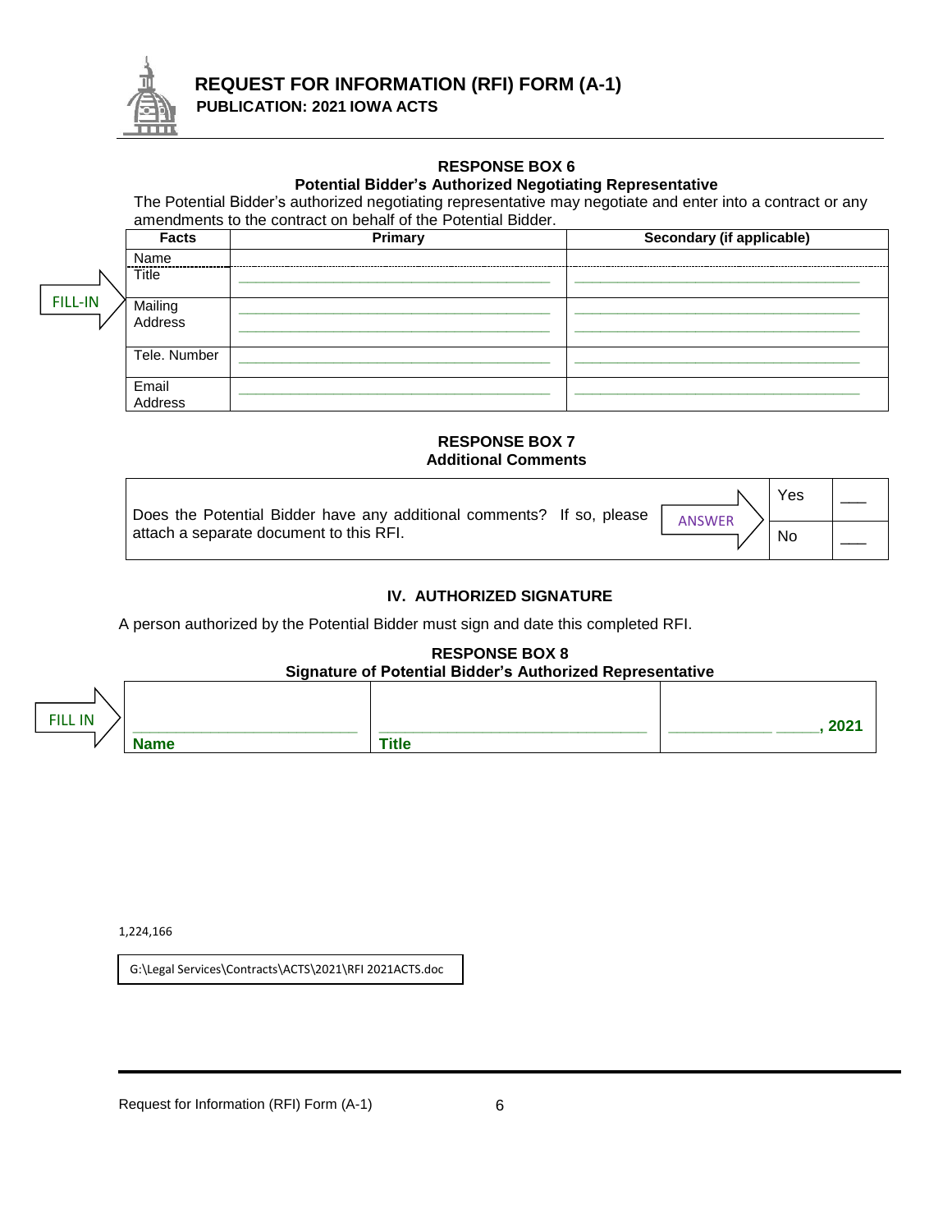# REQUEST FOR INFORMATION (RFI) FORM (A-1)

**PUBLICATION: 2021 IOWA ACTS**

### RESPONSE BOX 6
**Potential Bidder's Authorized Negotiating Representative**

The Potential Bidder's authorized negotiating representative may negotiate and enter into a contract or any amendments to the contract on behalf of the Potential Bidder.

FILL-IN

| Facts | Primary | Secondary (if applicable) |
|---|---|---|
| Name | | |
| Title | ________________________________ | ________________________________ |
| Mailing Address | ________________________________<br>________________________________ | ________________________________<br>________________________________ |
| Tele. Number | ________________________________ | ________________________________ |
| Email Address | ________________________________ | ________________________________ |

### RESPONSE BOX 7
**Additional Comments**

| | | | |
|---|---|---|---|
| Does the Potential Bidder have any additional comments? If so, please attach a separate document to this RFI. | ANSWER | Yes | ___ |
| | | No | ___ |

## IV. AUTHORIZED SIGNATURE

A person authorized by the Potential Bidder must sign and date this completed RFI.

### RESPONSE BOX 8
**Signature of Potential Bidder's Authorized Representative**

FILL IN

| | | |
|---|---|---|
| ______________________<br>**Name** | ______________________<br>**Title** | ___________ _____, **2021** |

1,224,166

G:\Legal Services\Contracts\ACTS\2021\RFI 2021ACTS.doc